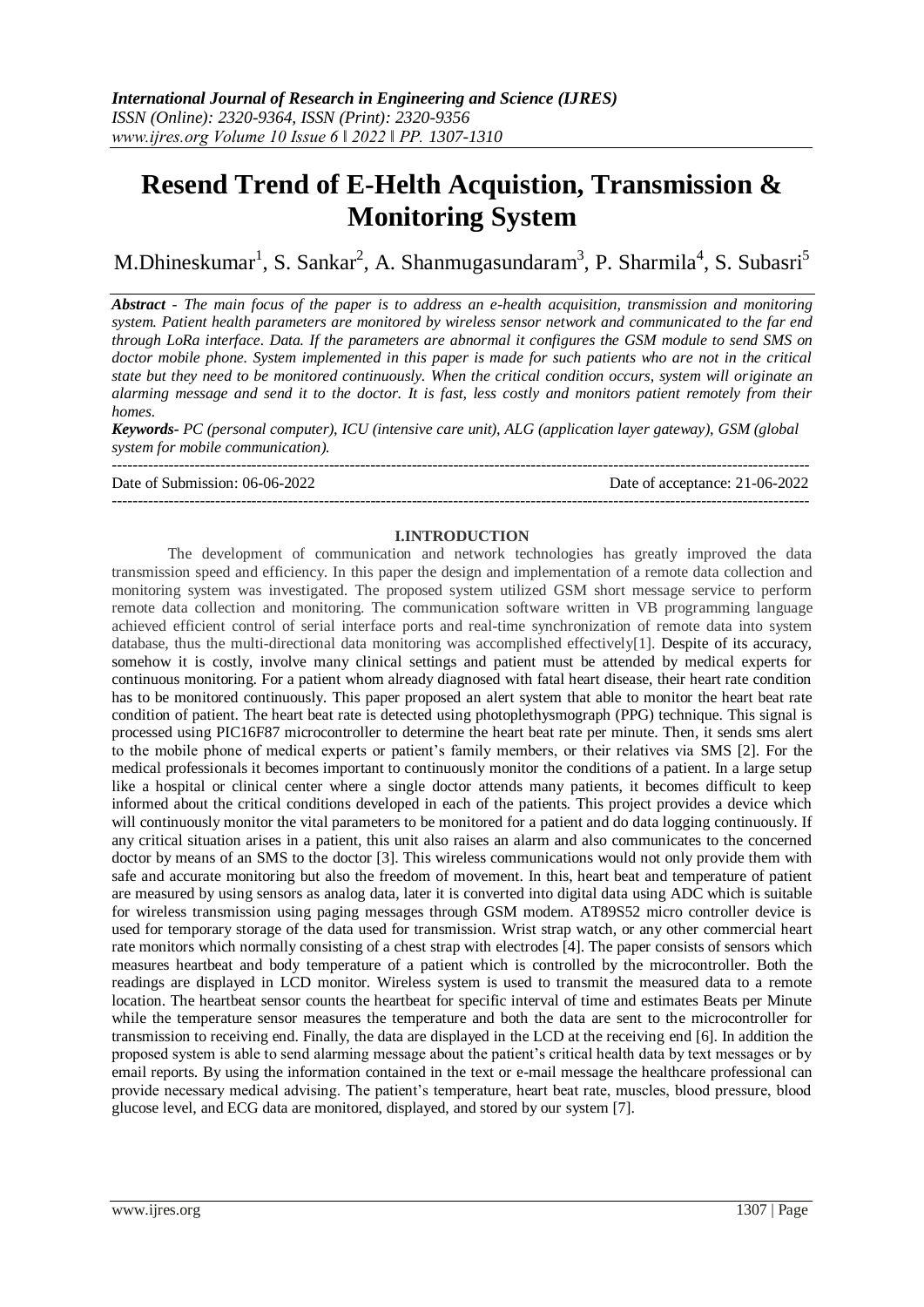# Resend Trend of E-Helth Acquistion, Transmission & Monitoring System

M.Dhineskumar[1], S. Sankar[2], A. Shanmugasundaram[3], P. Sharmila[4], S. Subasri[5]

***Abstract*** *- The main focus of the paper is to address an e-health acquisition, transmission and monitoring system. Patient health parameters are monitored by wireless sensor network and communicated to the far end through LoRa interface. Data. If the parameters are abnormal it configures the GSM module to send SMS on doctor mobile phone. System implemented in this paper is made for such patients who are not in the critical state but they need to be monitored continuously. When the critical condition occurs, system will originate an alarming message and send it to the doctor. It is fast, less costly and monitors patient remotely from their homes.*

***Keywords-*** *PC (personal computer), ICU (intensive care unit), ALG (application layer gateway), GSM (global system for mobile communication).*

---

Date of Submission: 06-06-2022 Date of acceptance: 21-06-2022

---

## I.INTRODUCTION

The development of communication and network technologies has greatly improved the data transmission speed and efficiency. In this paper the design and implementation of a remote data collection and monitoring system was investigated. The proposed system utilized GSM short message service to perform remote data collection and monitoring. The communication software written in VB programming language achieved efficient control of serial interface ports and real-time synchronization of remote data into system database, thus the multi-directional data monitoring was accomplished effectively[1]. Despite of its accuracy, somehow it is costly, involve many clinical settings and patient must be attended by medical experts for continuous monitoring. For a patient whom already diagnosed with fatal heart disease, their heart rate condition has to be monitored continuously. This paper proposed an alert system that able to monitor the heart beat rate condition of patient. The heart beat rate is detected using photoplethysmograph (PPG) technique. This signal is processed using PIC16F87 microcontroller to determine the heart beat rate per minute. Then, it sends sms alert to the mobile phone of medical experts or patient's family members, or their relatives via SMS [2]. For the medical professionals it becomes important to continuously monitor the conditions of a patient. In a large setup like a hospital or clinical center where a single doctor attends many patients, it becomes difficult to keep informed about the critical conditions developed in each of the patients. This project provides a device which will continuously monitor the vital parameters to be monitored for a patient and do data logging continuously. If any critical situation arises in a patient, this unit also raises an alarm and also communicates to the concerned doctor by means of an SMS to the doctor [3]. This wireless communications would not only provide them with safe and accurate monitoring but also the freedom of movement. In this, heart beat and temperature of patient are measured by using sensors as analog data, later it is converted into digital data using ADC which is suitable for wireless transmission using paging messages through GSM modem. AT89S52 micro controller device is used for temporary storage of the data used for transmission. Wrist strap watch, or any other commercial heart rate monitors which normally consisting of a chest strap with electrodes [4]. The paper consists of sensors which measures heartbeat and body temperature of a patient which is controlled by the microcontroller. Both the readings are displayed in LCD monitor. Wireless system is used to transmit the measured data to a remote location. The heartbeat sensor counts the heartbeat for specific interval of time and estimates Beats per Minute while the temperature sensor measures the temperature and both the data are sent to the microcontroller for transmission to receiving end. Finally, the data are displayed in the LCD at the receiving end [6]. In addition the proposed system is able to send alarming message about the patient's critical health data by text messages or by email reports. By using the information contained in the text or e-mail message the healthcare professional can provide necessary medical advising. The patient's temperature, heart beat rate, muscles, blood pressure, blood glucose level, and ECG data are monitored, displayed, and stored by our system [7].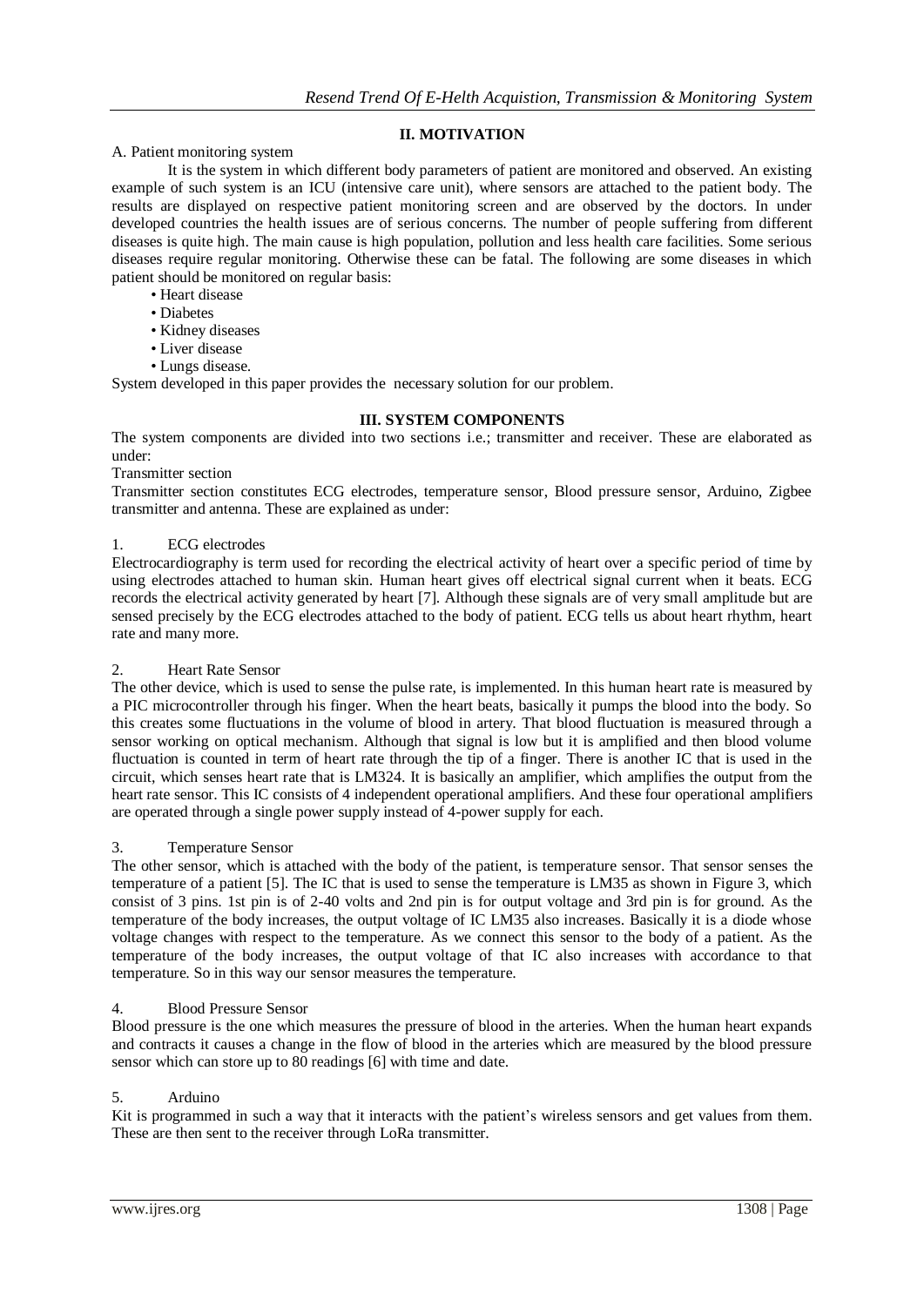## II. MOTIVATION

A. Patient monitoring system

It is the system in which different body parameters of patient are monitored and observed. An existing example of such system is an ICU (intensive care unit), where sensors are attached to the patient body. The results are displayed on respective patient monitoring screen and are observed by the doctors. In under developed countries the health issues are of serious concerns. The number of people suffering from different diseases is quite high. The main cause is high population, pollution and less health care facilities. Some serious diseases require regular monitoring. Otherwise these can be fatal. The following are some diseases in which patient should be monitored on regular basis:

- Heart disease
- Diabetes
- Kidney diseases
- Liver disease
- Lungs disease.

System developed in this paper provides the necessary solution for our problem.

## III. SYSTEM COMPONENTS

The system components are divided into two sections i.e.; transmitter and receiver. These are elaborated as under:

Transmitter section

Transmitter section constitutes ECG electrodes, temperature sensor, Blood pressure sensor, Arduino, Zigbee transmitter and antenna. These are explained as under:

1. ECG electrodes

Electrocardiography is term used for recording the electrical activity of heart over a specific period of time by using electrodes attached to human skin. Human heart gives off electrical signal current when it beats. ECG records the electrical activity generated by heart [7]. Although these signals are of very small amplitude but are sensed precisely by the ECG electrodes attached to the body of patient. ECG tells us about heart rhythm, heart rate and many more.

2. Heart Rate Sensor

The other device, which is used to sense the pulse rate, is implemented. In this human heart rate is measured by a PIC microcontroller through his finger. When the heart beats, basically it pumps the blood into the body. So this creates some fluctuations in the volume of blood in artery. That blood fluctuation is measured through a sensor working on optical mechanism. Although that signal is low but it is amplified and then blood volume fluctuation is counted in term of heart rate through the tip of a finger. There is another IC that is used in the circuit, which senses heart rate that is LM324. It is basically an amplifier, which amplifies the output from the heart rate sensor. This IC consists of 4 independent operational amplifiers. And these four operational amplifiers are operated through a single power supply instead of 4-power supply for each.

3. Temperature Sensor

The other sensor, which is attached with the body of the patient, is temperature sensor. That sensor senses the temperature of a patient [5]. The IC that is used to sense the temperature is LM35 as shown in Figure 3, which consist of 3 pins. 1st pin is of 2-40 volts and 2nd pin is for output voltage and 3rd pin is for ground. As the temperature of the body increases, the output voltage of IC LM35 also increases. Basically it is a diode whose voltage changes with respect to the temperature. As we connect this sensor to the body of a patient. As the temperature of the body increases, the output voltage of that IC also increases with accordance to that temperature. So in this way our sensor measures the temperature.

4. Blood Pressure Sensor

Blood pressure is the one which measures the pressure of blood in the arteries. When the human heart expands and contracts it causes a change in the flow of blood in the arteries which are measured by the blood pressure sensor which can store up to 80 readings [6] with time and date.

5. Arduino

Kit is programmed in such a way that it interacts with the patient's wireless sensors and get values from them. These are then sent to the receiver through LoRa transmitter.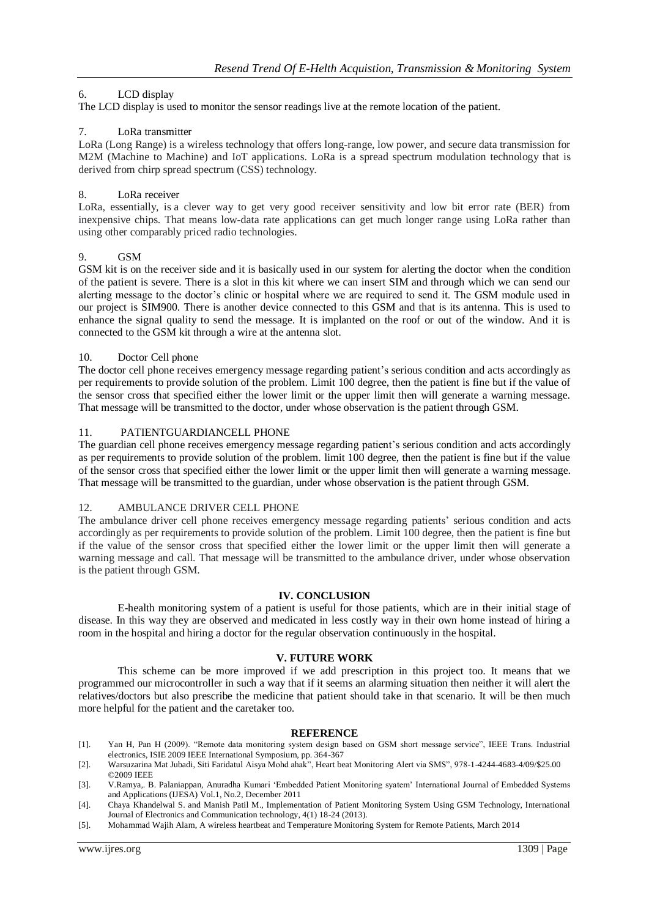6. LCD display

The LCD display is used to monitor the sensor readings live at the remote location of the patient.

7. LoRa transmitter

LoRa (Long Range) is a wireless technology that offers long-range, low power, and secure data transmission for M2M (Machine to Machine) and IoT applications. LoRa is a spread spectrum modulation technology that is derived from chirp spread spectrum (CSS) technology.

8. LoRa receiver

LoRa, essentially, is a clever way to get very good receiver sensitivity and low bit error rate (BER) from inexpensive chips. That means low-data rate applications can get much longer range using LoRa rather than using other comparably priced radio technologies.

9. GSM

GSM kit is on the receiver side and it is basically used in our system for alerting the doctor when the condition of the patient is severe. There is a slot in this kit where we can insert SIM and through which we can send our alerting message to the doctor's clinic or hospital where we are required to send it. The GSM module used in our project is SIM900. There is another device connected to this GSM and that is its antenna. This is used to enhance the signal quality to send the message. It is implanted on the roof or out of the window. And it is connected to the GSM kit through a wire at the antenna slot.

10. Doctor Cell phone

The doctor cell phone receives emergency message regarding patient's serious condition and acts accordingly as per requirements to provide solution of the problem. Limit 100 degree, then the patient is fine but if the value of the sensor cross that specified either the lower limit or the upper limit then will generate a warning message. That message will be transmitted to the doctor, under whose observation is the patient through GSM.

11. PATIENTGUARDIANCELL PHONE

The guardian cell phone receives emergency message regarding patient's serious condition and acts accordingly as per requirements to provide solution of the problem. limit 100 degree, then the patient is fine but if the value of the sensor cross that specified either the lower limit or the upper limit then will generate a warning message. That message will be transmitted to the guardian, under whose observation is the patient through GSM.

12. AMBULANCE DRIVER CELL PHONE

The ambulance driver cell phone receives emergency message regarding patients' serious condition and acts accordingly as per requirements to provide solution of the problem. Limit 100 degree, then the patient is fine but if the value of the sensor cross that specified either the lower limit or the upper limit then will generate a warning message and call. That message will be transmitted to the ambulance driver, under whose observation is the patient through GSM.

## IV. CONCLUSION

E-health monitoring system of a patient is useful for those patients, which are in their initial stage of disease. In this way they are observed and medicated in less costly way in their own home instead of hiring a room in the hospital and hiring a doctor for the regular observation continuously in the hospital.

## V. FUTURE WORK

This scheme can be more improved if we add prescription in this project too. It means that we programmed our microcontroller in such a way that if it seems an alarming situation then neither it will alert the relatives/doctors but also prescribe the medicine that patient should take in that scenario. It will be then much more helpful for the patient and the caretaker too.

## REFERENCE

[1]. Yan H, Pan H (2009). "Remote data monitoring system design based on GSM short message service", IEEE Trans. Industrial electronics, ISIE 2009 IEEE International Symposium, pp. 364-367

[2]. Warsuzarina Mat Jubadi, Siti Faridatul Aisya Mohd ahak", Heart beat Monitoring Alert via SMS", 978-1-4244-4683-4/09/$25.00 ©2009 IEEE

[3]. V.Ramya,. B. Palaniappan, Anuradha Kumari 'Embedded Patient Monitoring syatem' International Journal of Embedded Systems and Applications (IJESA) Vol.1, No.2, December 2011

[4]. Chaya Khandelwal S. and Manish Patil M., Implementation of Patient Monitoring System Using GSM Technology, International Journal of Electronics and Communication technology, 4(1) 18-24 (2013).

[5]. Mohammad Wajih Alam, A wireless heartbeat and Temperature Monitoring System for Remote Patients, March 2014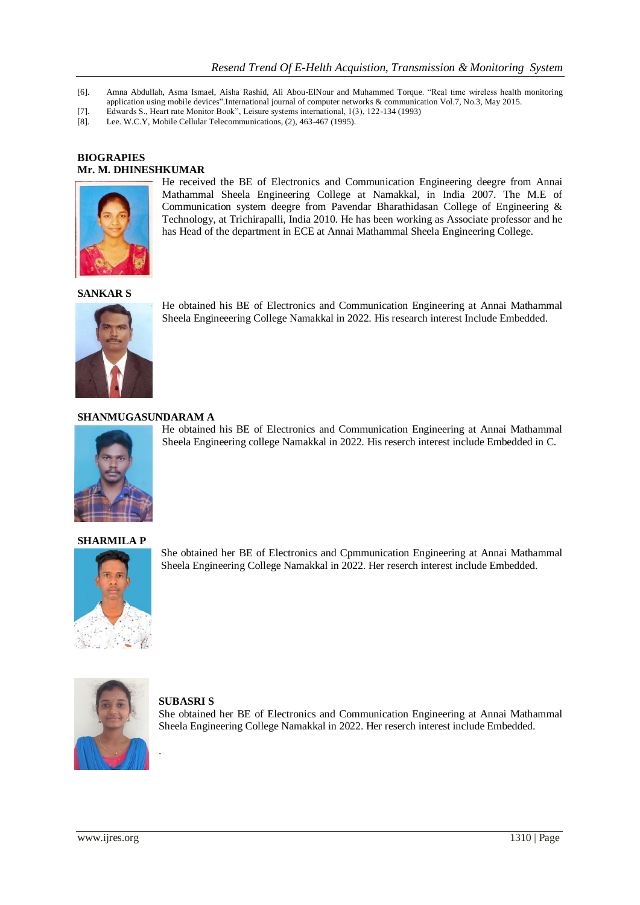[6]. Amna Abdullah, Asma Ismael, Aisha Rashid, Ali Abou-ElNour and Muhammed Torque. "Real time wireless health monitoring application using mobile devices".International journal of computer networks & communication Vol.7, No.3, May 2015.

[7]. Edwards S., Heart rate Monitor Book", Leisure systems international, 1(3), 122-134 (1993)

[8]. Lee. W.C.Y, Mobile Cellular Telecommunications, (2), 463-467 (1995).

**BIOGRAPIES**

**Mr. M. DHINESHKUMAR**

He received the BE of Electronics and Communication Engineering deegre from Annai Mathammal Sheela Engineering College at Namakkal, in India 2007. The M.E of Communication system deegre from Pavendar Bharathidasan College of Engineering & Technology, at Trichirapalli, India 2010. He has been working as Associate professor and he has Head of the department in ECE at Annai Mathammal Sheela Engineering College.

**SANKAR S**

He obtained his BE of Electronics and Communication Engineering at Annai Mathammal Sheela Engineeering College Namakkal in 2022. His research interest Include Embedded.

**SHANMUGASUNDARAM A**

He obtained his BE of Electronics and Communication Engineering at Annai Mathammal Sheela Engineering college Namakkal in 2022. His reserch interest include Embedded in C.

**SHARMILA P**

She obtained her BE of Electronics and Cpmmunication Engineering at Annai Mathammal Sheela Engineering College Namakkal in 2022. Her reserch interest include Embedded.

**SUBASRI S**

She obtained her BE of Electronics and Communication Engineering at Annai Mathammal Sheela Engineering College Namakkal in 2022. Her reserch interest include Embedded.